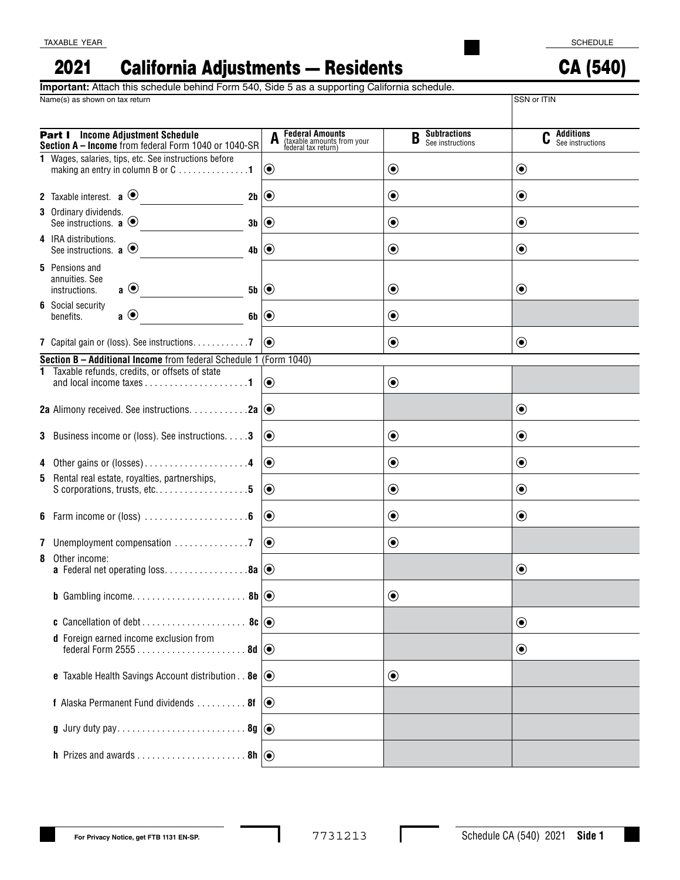TAXABLE YEAR

# 2021 California Adjustments — Residents

SCHEDULE

# CA (540)

**Important:** Attach this schedule behind Form 540, Side 5 as a supporting California schedule.

Name(s) as shown on tax return | SSN or ITIN

| **Part I Income Adjustment Schedule** **Section A – Income** from federal Form 1040 or 1040-SR | **A** Federal Amounts (taxable amounts from your federal tax return) | **B** Subtractions See instructions | **C** Additions See instructions |
|---|---|---|---|
| **1** Wages, salaries, tips, etc. See instructions before making an entry in column B or C . . . . . . . . . . . . . . **1** | ◉ | ◉ | ◉ |
| **2** Taxable interest. **a** ◉ ______ **2b** | ◉ | ◉ | ◉ |
| **3** Ordinary dividends. See instructions. **a** ◉ ______ **3b** | ◉ | ◉ | ◉ |
| **4** IRA distributions. See instructions. **a** ◉ ______ **4b** | ◉ | ◉ | ◉ |
| **5** Pensions and annuities. See instructions. **a** ◉ ______ **5b** | ◉ | ◉ | ◉ |
| **6** Social security benefits. **a** ◉ ______ **6b** | ◉ | ◉ | |
| **7** Capital gain or (loss). See instructions. . . . . . . . . . . **7** | ◉ | ◉ | ◉ |
| **Section B – Additional Income** from federal Schedule 1 (Form 1040) | | | |
| **1** Taxable refunds, credits, or offsets of state and local income taxes . . . . . . . . . . . . . . . . . . . . **1** | ◉ | ◉ | |
| **2a** Alimony received. See instructions. . . . . . . . . . . **2a** | ◉ | | ◉ |
| **3** Business income or (loss). See instructions. . . . . **3** | ◉ | ◉ | ◉ |
| **4** Other gains or (losses) . . . . . . . . . . . . . . . . . . . . **4** | ◉ | ◉ | ◉ |
| **5** Rental real estate, royalties, partnerships, S corporations, trusts, etc. . . . . . . . . . . . . . . . . . . **5** | ◉ | ◉ | ◉ |
| **6** Farm income or (loss) . . . . . . . . . . . . . . . . . . . . **6** | ◉ | ◉ | ◉ |
| **7** Unemployment compensation . . . . . . . . . . . . . . **7** | ◉ | ◉ | |
| **8** Other income: **a** Federal net operating loss. . . . . . . . . . . . . . . . **8a** | ◉ | | ◉ |
| **b** Gambling income. . . . . . . . . . . . . . . . . . . . . . **8b** | ◉ | ◉ | |
| **c** Cancellation of debt . . . . . . . . . . . . . . . . . . . . **8c** | ◉ | | ◉ |
| **d** Foreign earned income exclusion from federal Form 2555 . . . . . . . . . . . . . . . . . . . . . **8d** | ◉ | | ◉ |
| **e** Taxable Health Savings Account distribution . . **8e** | ◉ | ◉ | |
| **f** Alaska Permanent Fund dividends . . . . . . . . . . **8f** | ◉ | | |
| **g** Jury duty pay. . . . . . . . . . . . . . . . . . . . . . . . . **8g** | ◉ | | |
| **h** Prizes and awards . . . . . . . . . . . . . . . . . . . . . **8h** | ◉ | | |

For Privacy Notice, get FTB 1131 EN-SP.

7731213

Schedule CA (540) 2021 **Side 1**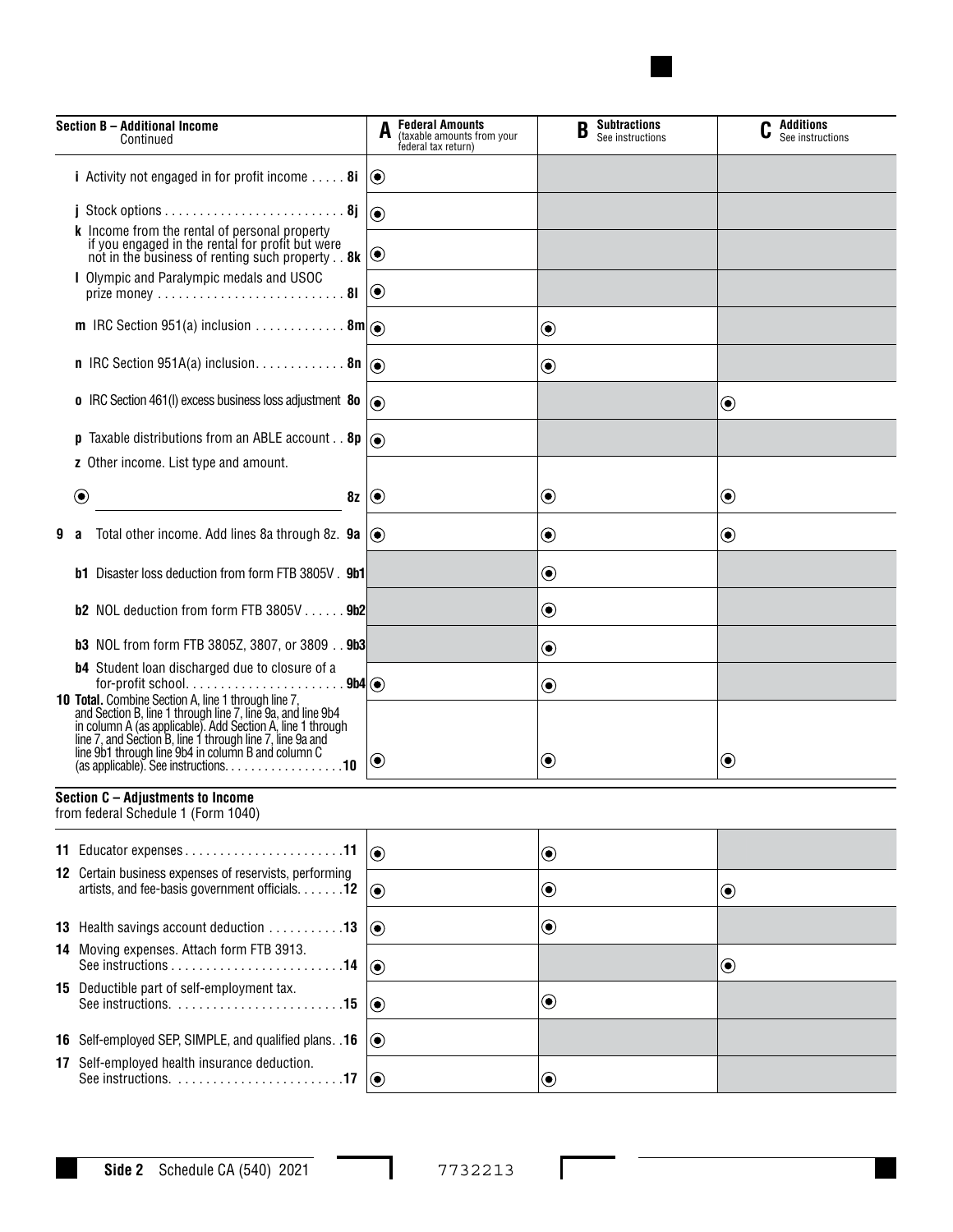| Section B – Additional Income Continued | A Federal Amounts (taxable amounts from your federal tax return) | B Subtractions See instructions | C Additions See instructions |
|---|---|---|---|
| i Activity not engaged in for profit income . . . . . 8i | ◉ | | |
| j Stock options . . . . . . . . . . . . . . . . . . . . . . . . . . 8j | ◉ | | |
| k Income from the rental of personal property if you engaged in the rental for profit but were not in the business of renting such property . . 8k | ◉ | | |
| l Olympic and Paralympic medals and USOC prize money . . . . . . . . . . . . . . . . . . . . . . . . . . . 8l | ◉ | | |
| m IRC Section 951(a) inclusion . . . . . . . . . . . . . 8m | ◉ | ◉ | |
| n IRC Section 951A(a) inclusion. . . . . . . . . . . . . 8n | ◉ | ◉ | |
| o IRC Section 461(l) excess business loss adjustment 8o | ◉ | | ◉ |
| p Taxable distributions from an ABLE account . . 8p | ◉ | | |
| z Other income. List type and amount. ◉ ______________ 8z | ◉ | ◉ | ◉ |
| 9 a Total other income. Add lines 8a through 8z. 9a | ◉ | ◉ | ◉ |
| b1 Disaster loss deduction from form FTB 3805V . 9b1 | | ◉ | |
| b2 NOL deduction from form FTB 3805V . . . . . . 9b2 | | ◉ | |
| b3 NOL from form FTB 3805Z, 3807, or 3809 . . 9b3 | | ◉ | |
| b4 Student loan discharged due to closure of a for-profit school. . . . . . . . . . . . . . . . . . . . . . 9b4 | ◉ | ◉ | |
| 10 **Total.** Combine Section A, line 1 through line 7, and Section B, line 1 through line 7, line 9a, and line 9b4 in column A (as applicable). Add Section A, line 1 through line 7, and Section B, line 1 through line 7, line 9a and line 9b1 through line 9b4 in column B and column C (as applicable). See instructions. . . . . . . . . . . . . . . . . .10 | ◉ | ◉ | ◉ |

**Section C – Adjustments to Income**
from federal Schedule 1 (Form 1040)

| | A | B | C |
|---|---|---|---|
| 11 Educator expenses . . . . . . . . . . . . . . . . . . . . . . .11 | ◉ | ◉ | |
| 12 Certain business expenses of reservists, performing artists, and fee-basis government officials. . . . . . .12 | ◉ | ◉ | ◉ |
| 13 Health savings account deduction . . . . . . . . . . .13 | ◉ | ◉ | |
| 14 Moving expenses. Attach form FTB 3913. See instructions . . . . . . . . . . . . . . . . . . . . . . . . .14 | ◉ | | ◉ |
| 15 Deductible part of self-employment tax. See instructions. . . . . . . . . . . . . . . . . . . . . . . . .15 | ◉ | ◉ | |
| 16 Self-employed SEP, SIMPLE, and qualified plans. .16 | ◉ | | |
| 17 Self-employed health insurance deduction. See instructions. . . . . . . . . . . . . . . . . . . . . . . . .17 | ◉ | ◉ | |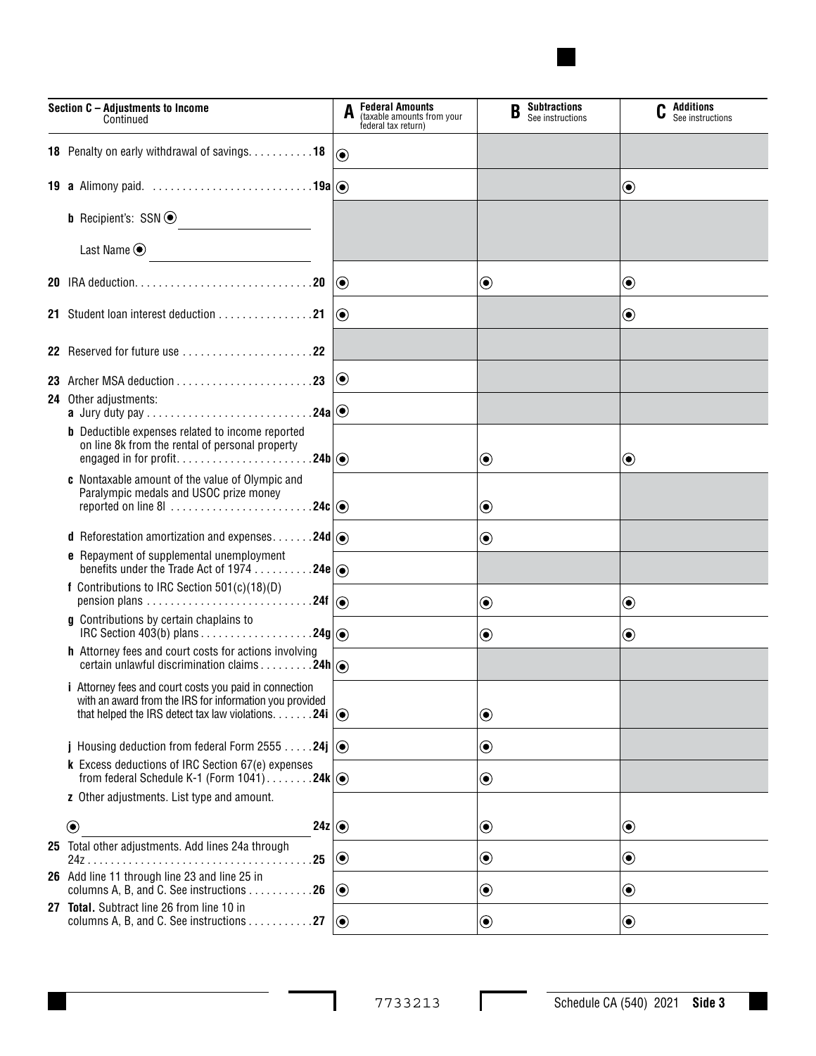| Section C – Adjustments to Income Continued | A Federal Amounts (taxable amounts from your federal tax return) | B Subtractions See instructions | C Additions See instructions |
|---|---|---|---|
| 18 Penalty on early withdrawal of savings. . . . . . . . . . 18 | ◉ | | |
| 19 a Alimony paid. . . . . . . . . . . . . . . . . . . . . . . . . . . 19a | ◉ | | ◉ |
| b Recipient's: SSN ◉ ____________ Last Name ◉ ____________ | | | |
| 20 IRA deduction. . . . . . . . . . . . . . . . . . . . . . . . . . . . . 20 | ◉ | ◉ | ◉ |
| 21 Student loan interest deduction . . . . . . . . . . . . . . . 21 | ◉ | | ◉ |
| 22 Reserved for future use . . . . . . . . . . . . . . . . . . . . . 22 | | | |
| 23 Archer MSA deduction . . . . . . . . . . . . . . . . . . . . . . 23 | ◉ | | |
| 24 Other adjustments: a Jury duty pay . . . . . . . . . . . . . . . . . . . . . . . . . . . 24a | ◉ | | |
| b Deductible expenses related to income reported on line 8k from the rental of personal property engaged in for profit. . . . . . . . . . . . . . . . . . . . . . 24b | ◉ | ◉ | ◉ |
| c Nontaxable amount of the value of Olympic and Paralympic medals and USOC prize money reported on line 8l . . . . . . . . . . . . . . . . . . . . . . . 24c | ◉ | ◉ | |
| d Reforestation amortization and expenses. . . . . . . 24d | ◉ | ◉ | |
| e Repayment of supplemental unemployment benefits under the Trade Act of 1974 . . . . . . . . . 24e | ◉ | | |
| f Contributions to IRC Section 501(c)(18)(D) pension plans . . . . . . . . . . . . . . . . . . . . . . . . . . . 24f | ◉ | ◉ | ◉ |
| g Contributions by certain chaplains to IRC Section 403(b) plans . . . . . . . . . . . . . . . . . . 24g | ◉ | ◉ | ◉ |
| h Attorney fees and court costs for actions involving certain unlawful discrimination claims . . . . . . . . . 24h | ◉ | | |
| i Attorney fees and court costs you paid in connection with an award from the IRS for information you provided that helped the IRS detect tax law violations. . . . . . . 24i | ◉ | ◉ | |
| j Housing deduction from federal Form 2555 . . . . . 24j | ◉ | ◉ | |
| k Excess deductions of IRC Section 67(e) expenses from federal Schedule K-1 (Form 1041). . . . . . . . 24k | ◉ | ◉ | |
| z Other adjustments. List type and amount. ◉ ____________ 24z | ◉ | ◉ | ◉ |
| 25 Total other adjustments. Add lines 24a through 24z . . . . . . . . . . . . . . . . . . . . . . . . . . . . . . . . . . . . . 25 | ◉ | ◉ | ◉ |
| 26 Add line 11 through line 23 and line 25 in columns A, B, and C. See instructions . . . . . . . . . . . 26 | ◉ | ◉ | ◉ |
| 27 **Total.** Subtract line 26 from line 10 in columns A, B, and C. See instructions . . . . . . . . . . . 27 | ◉ | ◉ | ◉ |

7733213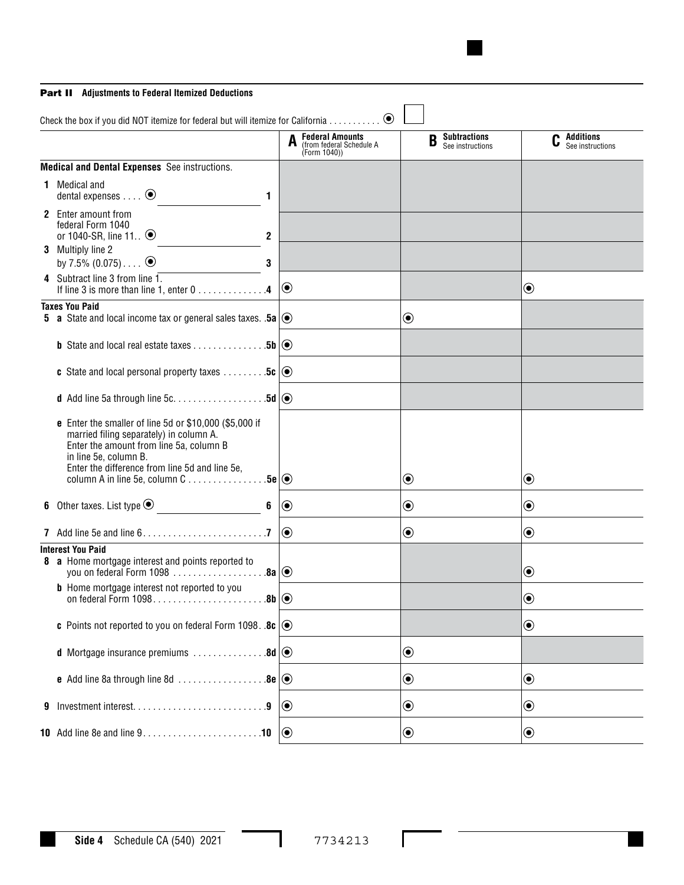## Part II Adjustments to Federal Itemized Deductions

Check the box if you did NOT itemize for federal but will itemize for California . . . . . . . . . . ☐

| | **A** Federal Amounts (from federal Schedule A (Form 1040)) | **B** Subtractions See instructions | **C** Additions See instructions |
|---|---|---|---|
| **Medical and Dental Expenses** See instructions. | | | |
| **1** Medical and dental expenses . . . . ______ **1** | | | |
| **2** Enter amount from federal Form 1040 or 1040-SR, line 11. . ______ **2** | | | |
| **3** Multiply line 2 by 7.5% (0.075). . . . ______ **3** | | | |
| **4** Subtract line 3 from line 1. If line 3 is more than line 1, enter 0 . . . . . . . . . . . . . .**4** | | | |
| **Taxes You Paid** | | | |
| **5 a** State and local income tax or general sales taxes. .**5a** | | | |
| **b** State and local real estate taxes . . . . . . . . . . . . . . .**5b** | | | |
| **c** State and local personal property taxes . . . . . . . . .**5c** | | | |
| **d** Add line 5a through line 5c. . . . . . . . . . . . . . . . . . .**5d** | | | |
| **e** Enter the smaller of line 5d or $10,000 ($5,000 if married filing separately) in column A. Enter the amount from line 5a, column B in line 5e, column B. Enter the difference from line 5d and line 5e, column A in line 5e, column C . . . . . . . . . . . . . . . .**5e** | | | |
| **6** Other taxes. List type ______ **6** | | | |
| **7** Add line 5e and line 6. . . . . . . . . . . . . . . . . . . . . . . . .**7** | | | |
| **Interest You Paid** | | | |
| **8 a** Home mortgage interest and points reported to you on federal Form 1098 . . . . . . . . . . . . . . . . . . .**8a** | | | |
| **b** Home mortgage interest not reported to you on federal Form 1098. . . . . . . . . . . . . . . . . . . . . . .**8b** | | | |
| **c** Points not reported to you on federal Form 1098. .**8c** | | | |
| **d** Mortgage insurance premiums . . . . . . . . . . . . . . .**8d** | | | |
| **e** Add line 8a through line 8d . . . . . . . . . . . . . . . . . .**8e** | | | |
| **9** Investment interest. . . . . . . . . . . . . . . . . . . . . . . . . . .**9** | | | |
| **10** Add line 8e and line 9. . . . . . . . . . . . . . . . . . . . . . . .**10** | | | |

**Side 4** Schedule CA (540) 2021 7734213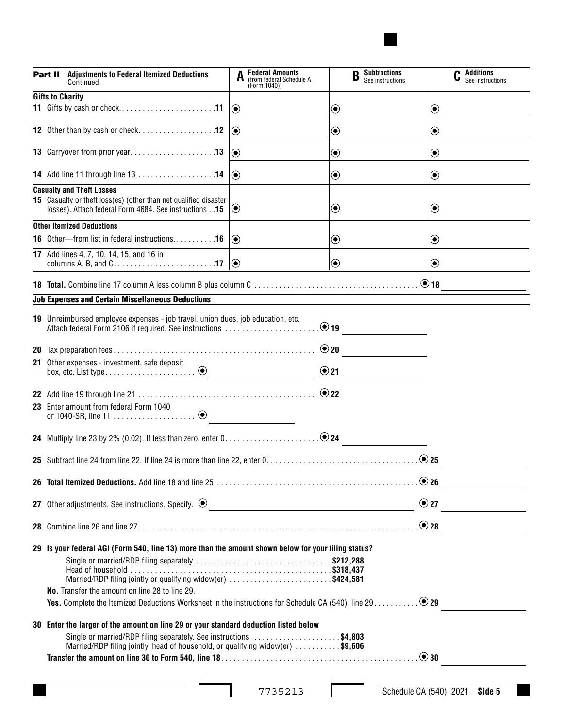| Part II Adjustments to Federal Itemized Deductions Continued | A Federal Amounts (from federal Schedule A (Form 1040)) | B Subtractions See instructions | C Additions See instructions |
|---|---|---|---|
| **Gifts to Charity** | | | |
| 11 Gifts by cash or check . . . . . . . . . . . . . . . . . . . . . . . 11 | | | |
| 12 Other than by cash or check . . . . . . . . . . . . . . . . . . 12 | | | |
| 13 Carryover from prior year . . . . . . . . . . . . . . . . . . . . 13 | | | |
| 14 Add line 11 through line 13 . . . . . . . . . . . . . . . . . . 14 | | | |
| **Casualty and Theft Losses** | | | |
| 15 Casualty or theft loss(es) (other than net qualified disaster losses). Attach federal Form 4684. See instructions . . 15 | | | |
| **Other Itemized Deductions** | | | |
| 16 Other—from list in federal instructions. . . . . . . . . . 16 | | | |
| 17 Add lines 4, 7, 10, 14, 15, and 16 in columns A, B, and C . . . . . . . . . . . . . . . . . . . . . . . . 17 | | | |

**18 Total.** Combine line 17 column A less column B plus column C . . . . . . . . . . . . . . . . . . . . . . . . . . . . . . . . . . . . . . . 18 ______

**Job Expenses and Certain Miscellaneous Deductions**

19 Unreimbursed employee expenses - job travel, union dues, job education, etc. Attach federal Form 2106 if required. See instructions . . . . . . . . . . . . . . . . . . . . . . 19 ______

20 Tax preparation fees . . . . . . . . . . . . . . . . . . . . . . . . . . . . . . . . . . . . . . . . . . . . . . . 20 ______

21 Other expenses - investment, safe deposit box, etc. List type . . . . . . . . . . . . . . . . . . . . . ______ 21 ______

22 Add line 19 through line 21 . . . . . . . . . . . . . . . . . . . . . . . . . . . . . . . . . . . . . . . . . 22 ______

23 Enter amount from federal Form 1040 or 1040-SR, line 11 . . . . . . . . . . . . . . . . . . . ______

24 Multiply line 23 by 2% (0.02). If less than zero, enter 0. . . . . . . . . . . . . . . . . . . . . . 24 ______

25 Subtract line 24 from line 22. If line 24 is more than line 22, enter 0. . . . . . . . . . . . . . . . . . . . . . . . . . . . . . . . . . . . 25 ______

26 **Total Itemized Deductions.** Add line 18 and line 25 . . . . . . . . . . . . . . . . . . . . . . . . . . . . . . . . . . . . . . . . . . . . . . . 26 ______

27 Other adjustments. See instructions. Specify. ______ 27 ______

28 Combine line 26 and line 27. . . . . . . . . . . . . . . . . . . . . . . . . . . . . . . . . . . . . . . . . . . . . . . . . . . . . . . . . . . . . . . . . 28 ______

**29 Is your federal AGI (Form 540, line 13) more than the amount shown below for your filing status?**

Single or married/RDP filing separately . . . . . . . . . . . . . . . . . . . . . . . . . . . . . . . . **$212,288**
Head of household . . . . . . . . . . . . . . . . . . . . . . . . . . . . . . . . . . . . . . . . . . . . . . . . . **$318,437**
Married/RDP filing jointly or qualifying widow(er) . . . . . . . . . . . . . . . . . . . . . . . . **$424,581**

**No.** Transfer the amount on line 28 to line 29.

**Yes.** Complete the Itemized Deductions Worksheet in the instructions for Schedule CA (540), line 29. . . . . . . . . . . 29 ______

**30 Enter the larger of the amount on line 29 or your standard deduction listed below**

Single or married/RDP filing separately. See instructions . . . . . . . . . . . . . . . . . . . . **$4,803**
Married/RDP filing jointly, head of household, or qualifying widow(er) . . . . . . . . . . . **$9,606**

**Transfer the amount on line 30 to Form 540, line 18** . . . . . . . . . . . . . . . . . . . . . . . . . . . . . . . . . . . . . . . . . . . . . . . 30 ______

7735213